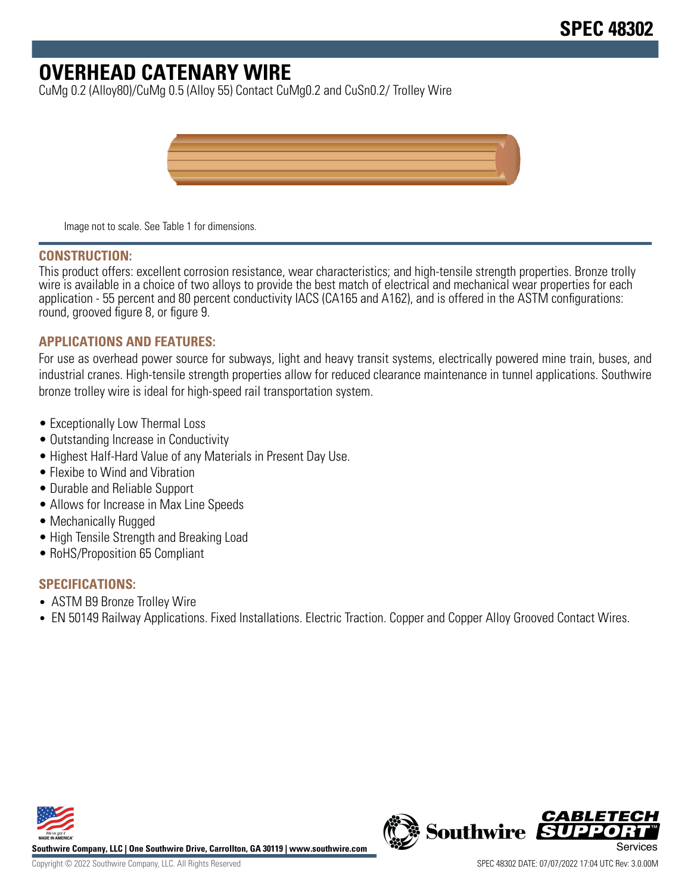# SPEC 48302

# OVERHEAD CATENARY WIRE

CuMg 0.2 (Alloy80)/CuMg 0.5 (Alloy 55) Contact CuMg0.2 and CuSn0.2/ Trolley Wire

Image not to scale. See Table 1 for dimensions.

## CONSTRUCTION:

This product offers: excellent corrosion resistance, wear characteristics; and high-tensile strength properties. Bronze trolly wire is available in a choice of two alloys to provide the best match of electrical and mechanical wear properties for each application - 55 percent and 80 percent conductivity IACS (CA165 and A162), and is offered in the ASTM configurations: round, grooved figure 8, or figure 9.

## APPLICATIONS AND FEATURES:

For use as overhead power source for subways, light and heavy transit systems, electrically powered mine train, buses, and industrial cranes. High-tensile strength properties allow for reduced clearance maintenance in tunnel applications. Southwire bronze trolley wire is ideal for high-speed rail transportation system.

- Exceptionally Low Thermal Loss
- Outstanding Increase in Conductivity
- Highest Half-Hard Value of any Materials in Present Day Use.
- Flexibe to Wind and Vibration
- Durable and Reliable Support
- Allows for Increase in Max Line Speeds
- Mechanically Rugged
- High Tensile Strength and Breaking Load
- RoHS/Proposition 65 Compliant

## SPECIFICATIONS:

- ASTM B9 Bronze Trolley Wire
- EN 50149 Railway Applications. Fixed Installations. Electric Traction. Copper and Copper Alloy Grooved Contact Wires.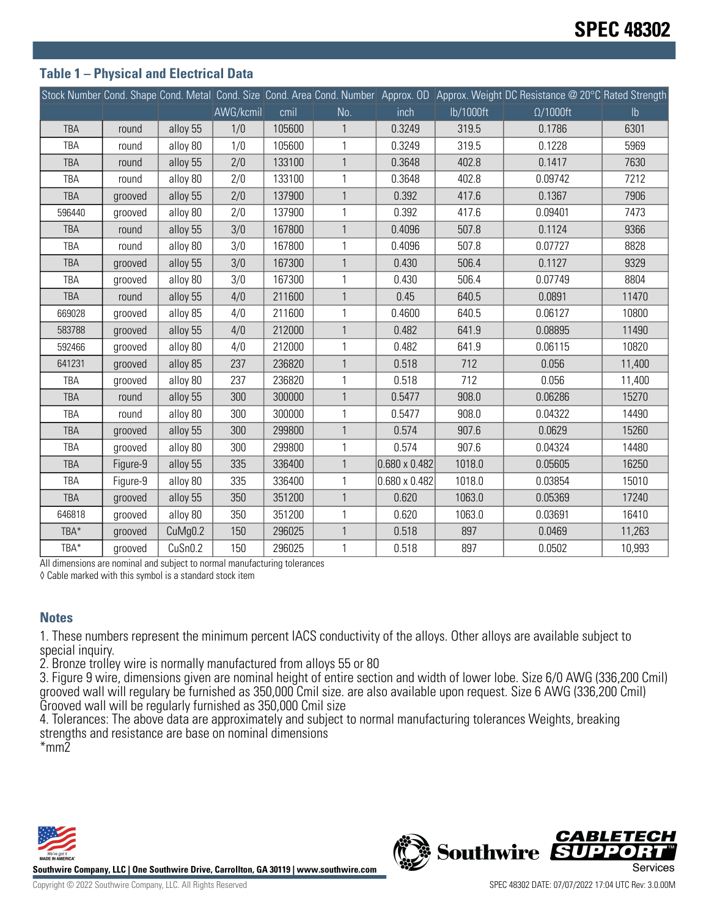## Table 1 – Physical and Electrical Data

| Stock Number | Cond. Shape | Cond. Metal | Cond. Size | Cond. Area | Cond. Number | Approx. OD | Approx. Weight | DC Resistance @ 20°C | Rated Strength |
|---|---|---|---|---|---|---|---|---|---|
| | | | AWG/kcmil | cmil | No. | inch | lb/1000ft | Ω/1000ft | lb |
| TBA | round | alloy 55 | 1/0 | 105600 | 1 | 0.3249 | 319.5 | 0.1786 | 6301 |
| TBA | round | alloy 80 | 1/0 | 105600 | 1 | 0.3249 | 319.5 | 0.1228 | 5969 |
| TBA | round | alloy 55 | 2/0 | 133100 | 1 | 0.3648 | 402.8 | 0.1417 | 7630 |
| TBA | round | alloy 80 | 2/0 | 133100 | 1 | 0.3648 | 402.8 | 0.09742 | 7212 |
| TBA | grooved | alloy 55 | 2/0 | 137900 | 1 | 0.392 | 417.6 | 0.1367 | 7906 |
| 596440 | grooved | alloy 80 | 2/0 | 137900 | 1 | 0.392 | 417.6 | 0.09401 | 7473 |
| TBA | round | alloy 55 | 3/0 | 167800 | 1 | 0.4096 | 507.8 | 0.1124 | 9366 |
| TBA | round | alloy 80 | 3/0 | 167800 | 1 | 0.4096 | 507.8 | 0.07727 | 8828 |
| TBA | grooved | alloy 55 | 3/0 | 167300 | 1 | 0.430 | 506.4 | 0.1127 | 9329 |
| TBA | grooved | alloy 80 | 3/0 | 167300 | 1 | 0.430 | 506.4 | 0.07749 | 8804 |
| TBA | round | alloy 55 | 4/0 | 211600 | 1 | 0.45 | 640.5 | 0.0891 | 11470 |
| 669028 | grooved | alloy 85 | 4/0 | 211600 | 1 | 0.4600 | 640.5 | 0.06127 | 10800 |
| 583788 | grooved | alloy 55 | 4/0 | 212000 | 1 | 0.482 | 641.9 | 0.08895 | 11490 |
| 592466 | grooved | alloy 80 | 4/0 | 212000 | 1 | 0.482 | 641.9 | 0.06115 | 10820 |
| 641231 | grooved | alloy 85 | 237 | 236820 | 1 | 0.518 | 712 | 0.056 | 11,400 |
| TBA | grooved | alloy 80 | 237 | 236820 | 1 | 0.518 | 712 | 0.056 | 11,400 |
| TBA | round | alloy 55 | 300 | 300000 | 1 | 0.5477 | 908.0 | 0.06286 | 15270 |
| TBA | round | alloy 80 | 300 | 300000 | 1 | 0.5477 | 908.0 | 0.04322 | 14490 |
| TBA | grooved | alloy 55 | 300 | 299800 | 1 | 0.574 | 907.6 | 0.0629 | 15260 |
| TBA | grooved | alloy 80 | 300 | 299800 | 1 | 0.574 | 907.6 | 0.04324 | 14480 |
| TBA | Figure-9 | alloy 55 | 335 | 336400 | 1 | 0.680 x 0.482 | 1018.0 | 0.05605 | 16250 |
| TBA | Figure-9 | alloy 80 | 335 | 336400 | 1 | 0.680 x 0.482 | 1018.0 | 0.03854 | 15010 |
| TBA | grooved | alloy 55 | 350 | 351200 | 1 | 0.620 | 1063.0 | 0.05369 | 17240 |
| 646818 | grooved | alloy 80 | 350 | 351200 | 1 | 0.620 | 1063.0 | 0.03691 | 16410 |
| TBA* | grooved | CuMg0.2 | 150 | 296025 | 1 | 0.518 | 897 | 0.0469 | 11,263 |
| TBA* | grooved | CuSn0.2 | 150 | 296025 | 1 | 0.518 | 897 | 0.0502 | 10,993 |

All dimensions are nominal and subject to normal manufacturing tolerances

◊ Cable marked with this symbol is a standard stock item

## Notes

1. These numbers represent the minimum percent IACS conductivity of the alloys. Other alloys are available subject to special inquiry.
2. Bronze trolley wire is normally manufactured from alloys 55 or 80
3. Figure 9 wire, dimensions given are nominal height of entire section and width of lower lobe. Size 6/0 AWG (336,200 Cmil) grooved wall will regulary be furnished as 350,000 Cmil size. are also available upon request. Size 6 AWG (336,200 Cmil) Grooved wall will be regularly furnished as 350,000 Cmil size
4. Tolerances: The above data are approximately and subject to normal manufacturing tolerances Weights, breaking strengths and resistance are base on nominal dimensions

*mm2